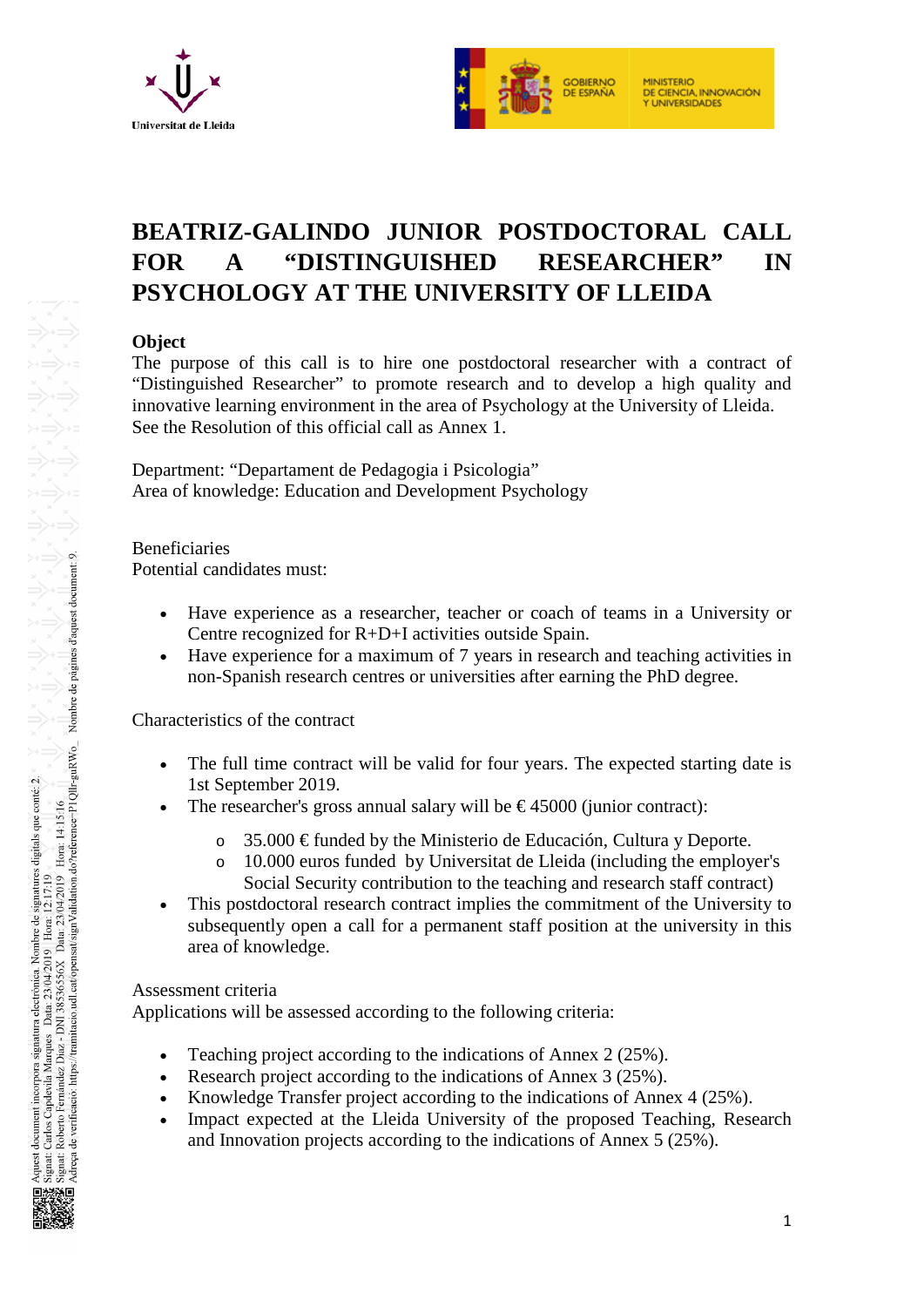Universitat de Lleida

GOBIERNO DE ESPAÑA — MINISTERIO DE CIENCIA, INNOVACIÓN Y UNIVERSIDADES

# BEATRIZ-GALINDO JUNIOR POSTDOCTORAL CALL FOR A “DISTINGUISHED RESEARCHER” IN PSYCHOLOGY AT THE UNIVERSITY OF LLEIDA

**Object**

The purpose of this call is to hire one postdoctoral researcher with a contract of “Distinguished Researcher” to promote research and to develop a high quality and innovative learning environment in the area of Psychology at the University of Lleida. See the Resolution of this official call as Annex 1.

Department: “Departament de Pedagogia i Psicologia”
Area of knowledge: Education and Development Psychology

Beneficiaries
Potential candidates must:

- Have experience as a researcher, teacher or coach of teams in a University or Centre recognized for R+D+I activities outside Spain.
- Have experience for a maximum of 7 years in research and teaching activities in non-Spanish research centres or universities after earning the PhD degree.

Characteristics of the contract

- The full time contract will be valid for four years. The expected starting date is 1st September 2019.
- The researcher's gross annual salary will be € 45000 (junior contract):
  - 35.000 € funded by the Ministerio de Educación, Cultura y Deporte.
  - 10.000 euros funded by Universitat de Lleida (including the employer's Social Security contribution to the teaching and research staff contract)
- This postdoctoral research contract implies the commitment of the University to subsequently open a call for a permanent staff position at the university in this area of knowledge.

Assessment criteria
Applications will be assessed according to the following criteria:

- Teaching project according to the indications of Annex 2 (25%).
- Research project according to the indications of Annex 3 (25%).
- Knowledge Transfer project according to the indications of Annex 4 (25%).
- Impact expected at the Lleida University of the proposed Teaching, Research and Innovation projects according to the indications of Annex 5 (25%).

Aquest document incorpora signatura electrònica. Nombre de signatures digitals que conté: 2.
Signat: Carlos Capdevila Marques Data: 23/04/2019 Hora: 12:17:19
Signat: Roberto Fernández Díaz - DNI 38536556X Data: 23/04/2019 Hora: 14:15:16
Adreça de verificació: https://tramitacio.udl.cat/opensat/signValidation.do?reference=P1QIlr-guRWo_ Nombre de pàgines d'aquest document: 9.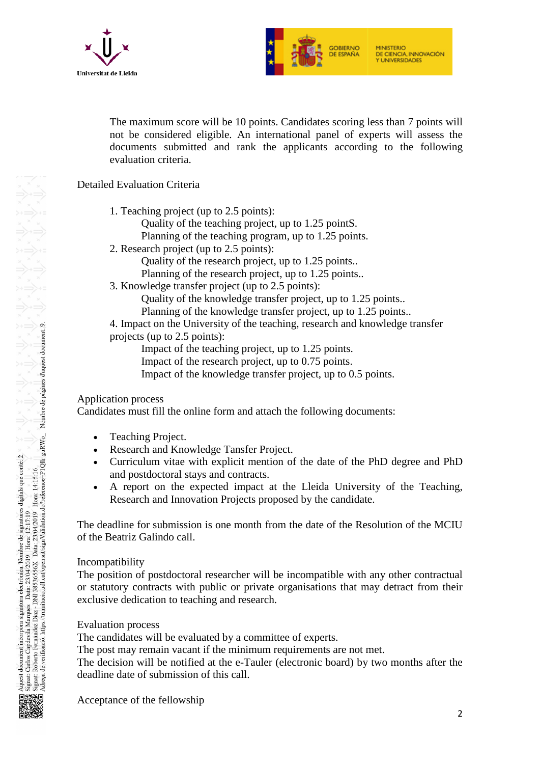The maximum score will be 10 points. Candidates scoring less than 7 points will not be considered eligible. An international panel of experts will assess the documents submitted and rank the applicants according to the following evaluation criteria.

Detailed Evaluation Criteria

1. Teaching project (up to 2.5 points):
    Quality of the teaching project, up to 1.25 pointS.
    Planning of the teaching program, up to 1.25 points.
2. Research project (up to 2.5 points):
    Quality of the research project, up to 1.25 points..
    Planning of the research project, up to 1.25 points..
3. Knowledge transfer project (up to 2.5 points):
    Quality of the knowledge transfer project, up to 1.25 points..
    Planning of the knowledge transfer project, up to 1.25 points..
4. Impact on the University of the teaching, research and knowledge transfer projects (up to 2.5 points):
    Impact of the teaching project, up to 1.25 points.
    Impact of the research project, up to 0.75 points.
    Impact of the knowledge transfer project, up to 0.5 points.

Application process
Candidates must fill the online form and attach the following documents:

- Teaching Project.
- Research and Knowledge Tansfer Project.
- Curriculum vitae with explicit mention of the date of the PhD degree and PhD and postdoctoral stays and contracts.
- A report on the expected impact at the Lleida University of the Teaching, Research and Innovation Projects proposed by the candidate.

The deadline for submission is one month from the date of the Resolution of the MCIU of the Beatriz Galindo call.

Incompatibility
The position of postdoctoral researcher will be incompatible with any other contractual or statutory contracts with public or private organisations that may detract from their exclusive dedication to teaching and research.

Evaluation process
The candidates will be evaluated by a committee of experts.
The post may remain vacant if the minimum requirements are not met.
The decision will be notified at the e-Tauler (electronic board) by two months after the deadline date of submission of this call.

Acceptance of the fellowship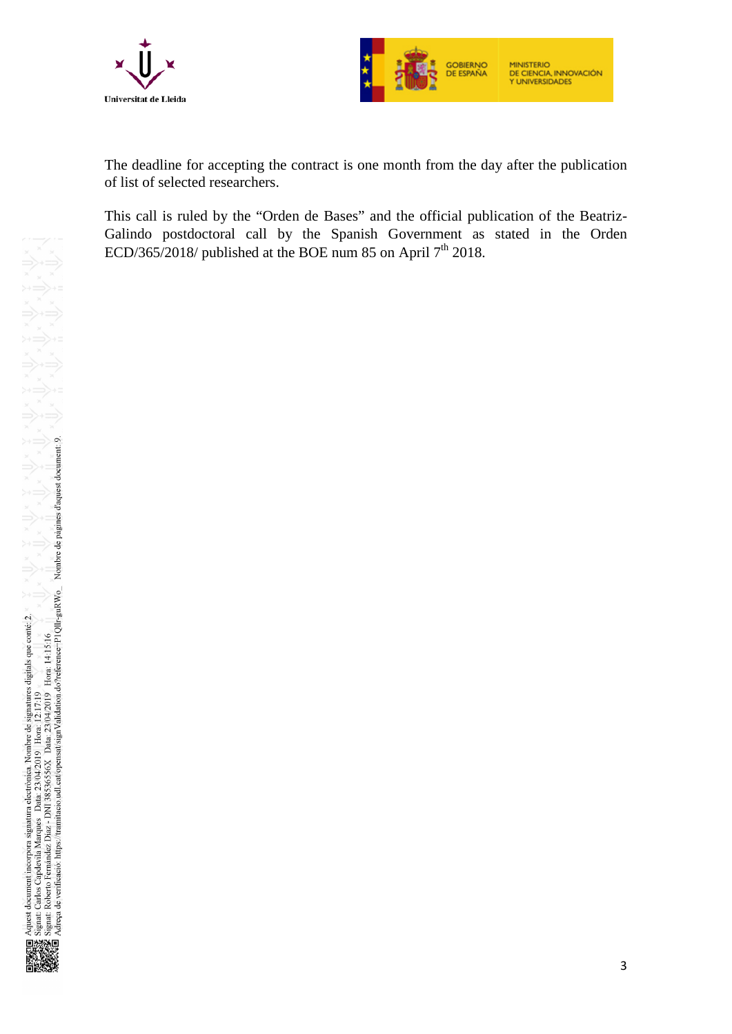The deadline for accepting the contract is one month from the day after the publication of list of selected researchers.

This call is ruled by the "Orden de Bases" and the official publication of the Beatriz-Galindo postdoctoral call by the Spanish Government as stated in the Orden ECD/365/2018/ published at the BOE num 85 on April 7th 2018.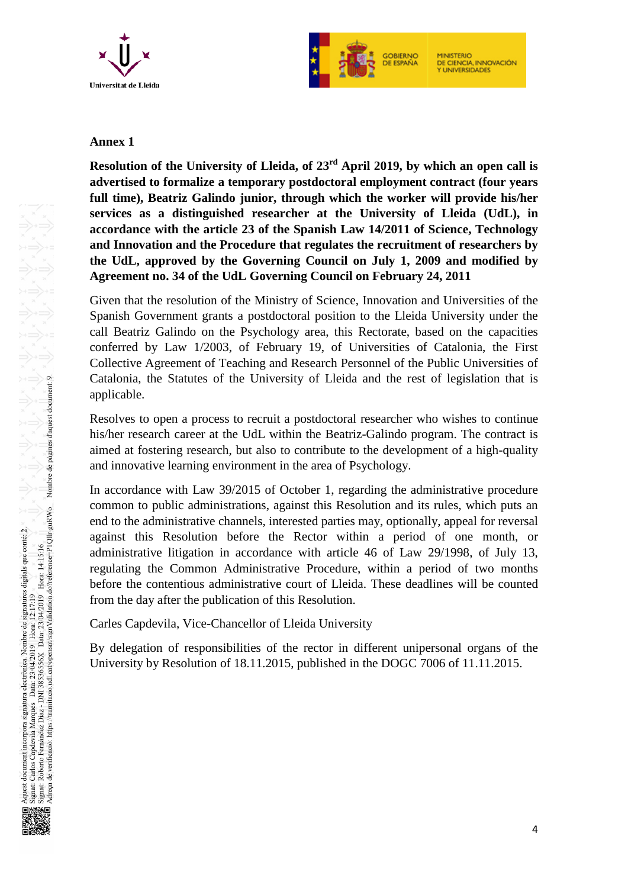## Annex 1

**Resolution of the University of Lleida, of 23rd April 2019, by which an open call is advertised to formalize a temporary postdoctoral employment contract (four years full time), Beatriz Galindo junior, through which the worker will provide his/her services as a distinguished researcher at the University of Lleida (UdL), in accordance with the article 23 of the Spanish Law 14/2011 of Science, Technology and Innovation and the Procedure that regulates the recruitment of researchers by the UdL, approved by the Governing Council on July 1, 2009 and modified by Agreement no. 34 of the UdL Governing Council on February 24, 2011**

Given that the resolution of the Ministry of Science, Innovation and Universities of the Spanish Government grants a postdoctoral position to the Lleida University under the call Beatriz Galindo on the Psychology area, this Rectorate, based on the capacities conferred by Law 1/2003, of February 19, of Universities of Catalonia, the First Collective Agreement of Teaching and Research Personnel of the Public Universities of Catalonia, the Statutes of the University of Lleida and the rest of legislation that is applicable.

Resolves to open a process to recruit a postdoctoral researcher who wishes to continue his/her research career at the UdL within the Beatriz-Galindo program. The contract is aimed at fostering research, but also to contribute to the development of a high-quality and innovative learning environment in the area of Psychology.

In accordance with Law 39/2015 of October 1, regarding the administrative procedure common to public administrations, against this Resolution and its rules, which puts an end to the administrative channels, interested parties may, optionally, appeal for reversal against this Resolution before the Rector within a period of one month, or administrative litigation in accordance with article 46 of Law 29/1998, of July 13, regulating the Common Administrative Procedure, within a period of two months before the contentious administrative court of Lleida. These deadlines will be counted from the day after the publication of this Resolution.

Carles Capdevila, Vice-Chancellor of Lleida University

By delegation of responsibilities of the rector in different unipersonal organs of the University by Resolution of 18.11.2015, published in the DOGC 7006 of 11.11.2015.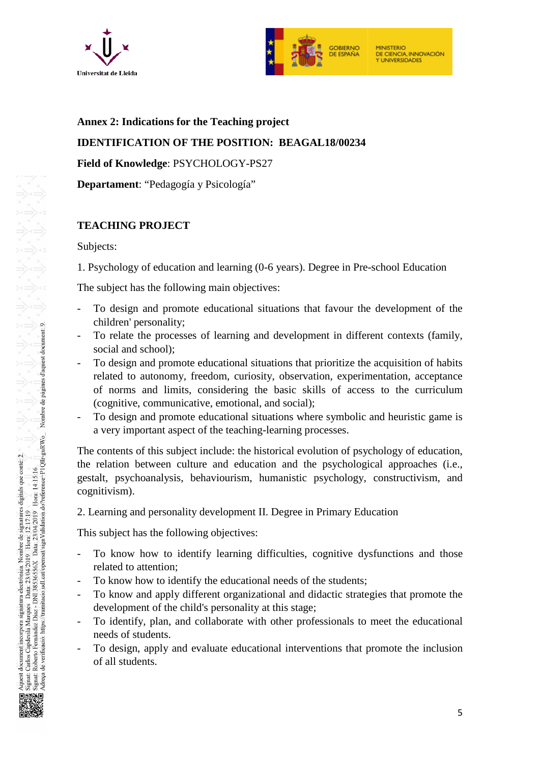**Annex 2: Indications for the Teaching project**

**IDENTIFICATION OF THE POSITION: BEAGAL18/00234**

**Field of Knowledge**: PSYCHOLOGY-PS27

**Departament**: "Pedagogía y Psicología"

**TEACHING PROJECT**

Subjects:

1. Psychology of education and learning (0-6 years). Degree in Pre-school Education

The subject has the following main objectives:

- To design and promote educational situations that favour the development of the children' personality;
- To relate the processes of learning and development in different contexts (family, social and school);
- To design and promote educational situations that prioritize the acquisition of habits related to autonomy, freedom, curiosity, observation, experimentation, acceptance of norms and limits, considering the basic skills of access to the curriculum (cognitive, communicative, emotional, and social);
- To design and promote educational situations where symbolic and heuristic game is a very important aspect of the teaching-learning processes.

The contents of this subject include: the historical evolution of psychology of education, the relation between culture and education and the psychological approaches (i.e., gestalt, psychoanalysis, behaviourism, humanistic psychology, constructivism, and cognitivism).

2. Learning and personality development II. Degree in Primary Education

This subject has the following objectives:

- To know how to identify learning difficulties, cognitive dysfunctions and those related to attention;
- To know how to identify the educational needs of the students;
- To know and apply different organizational and didactic strategies that promote the development of the child's personality at this stage;
- To identify, plan, and collaborate with other professionals to meet the educational needs of students.
- To design, apply and evaluate educational interventions that promote the inclusion of all students.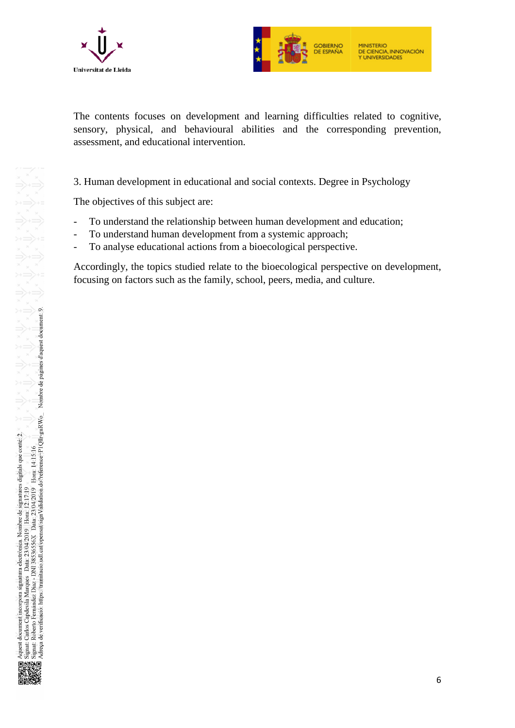The contents focuses on development and learning difficulties related to cognitive, sensory, physical, and behavioural abilities and the corresponding prevention, assessment, and educational intervention.

3. Human development in educational and social contexts. Degree in Psychology

The objectives of this subject are:

- To understand the relationship between human development and education;
- To understand human development from a systemic approach;
- To analyse educational actions from a bioecological perspective.

Accordingly, the topics studied relate to the bioecological perspective on development, focusing on factors such as the family, school, peers, media, and culture.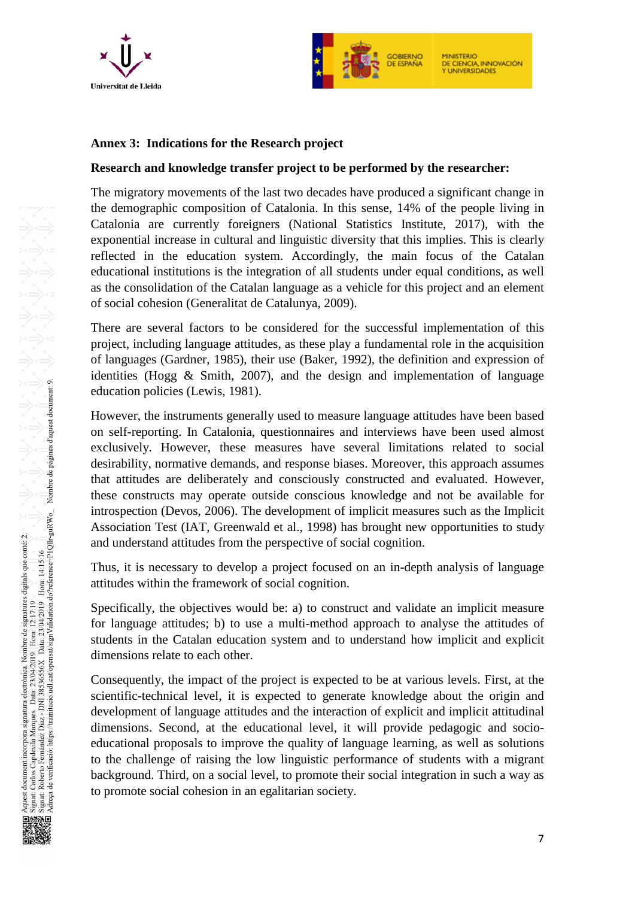**Annex 3: Indications for the Research project**

**Research and knowledge transfer project to be performed by the researcher:**

The migratory movements of the last two decades have produced a significant change in the demographic composition of Catalonia. In this sense, 14% of the people living in Catalonia are currently foreigners (National Statistics Institute, 2017), with the exponential increase in cultural and linguistic diversity that this implies. This is clearly reflected in the education system. Accordingly, the main focus of the Catalan educational institutions is the integration of all students under equal conditions, as well as the consolidation of the Catalan language as a vehicle for this project and an element of social cohesion (Generalitat de Catalunya, 2009).

There are several factors to be considered for the successful implementation of this project, including language attitudes, as these play a fundamental role in the acquisition of languages (Gardner, 1985), their use (Baker, 1992), the definition and expression of identities (Hogg & Smith, 2007), and the design and implementation of language education policies (Lewis, 1981).

However, the instruments generally used to measure language attitudes have been based on self-reporting. In Catalonia, questionnaires and interviews have been used almost exclusively. However, these measures have several limitations related to social desirability, normative demands, and response biases. Moreover, this approach assumes that attitudes are deliberately and consciously constructed and evaluated. However, these constructs may operate outside conscious knowledge and not be available for introspection (Devos, 2006). The development of implicit measures such as the Implicit Association Test (IAT, Greenwald et al., 1998) has brought new opportunities to study and understand attitudes from the perspective of social cognition.

Thus, it is necessary to develop a project focused on an in-depth analysis of language attitudes within the framework of social cognition.

Specifically, the objectives would be: a) to construct and validate an implicit measure for language attitudes; b) to use a multi-method approach to analyse the attitudes of students in the Catalan education system and to understand how implicit and explicit dimensions relate to each other.

Consequently, the impact of the project is expected to be at various levels. First, at the scientific-technical level, it is expected to generate knowledge about the origin and development of language attitudes and the interaction of explicit and implicit attitudinal dimensions. Second, at the educational level, it will provide pedagogic and socio-educational proposals to improve the quality of language learning, as well as solutions to the challenge of raising the low linguistic performance of students with a migrant background. Third, on a social level, to promote their social integration in such a way as to promote social cohesion in an egalitarian society.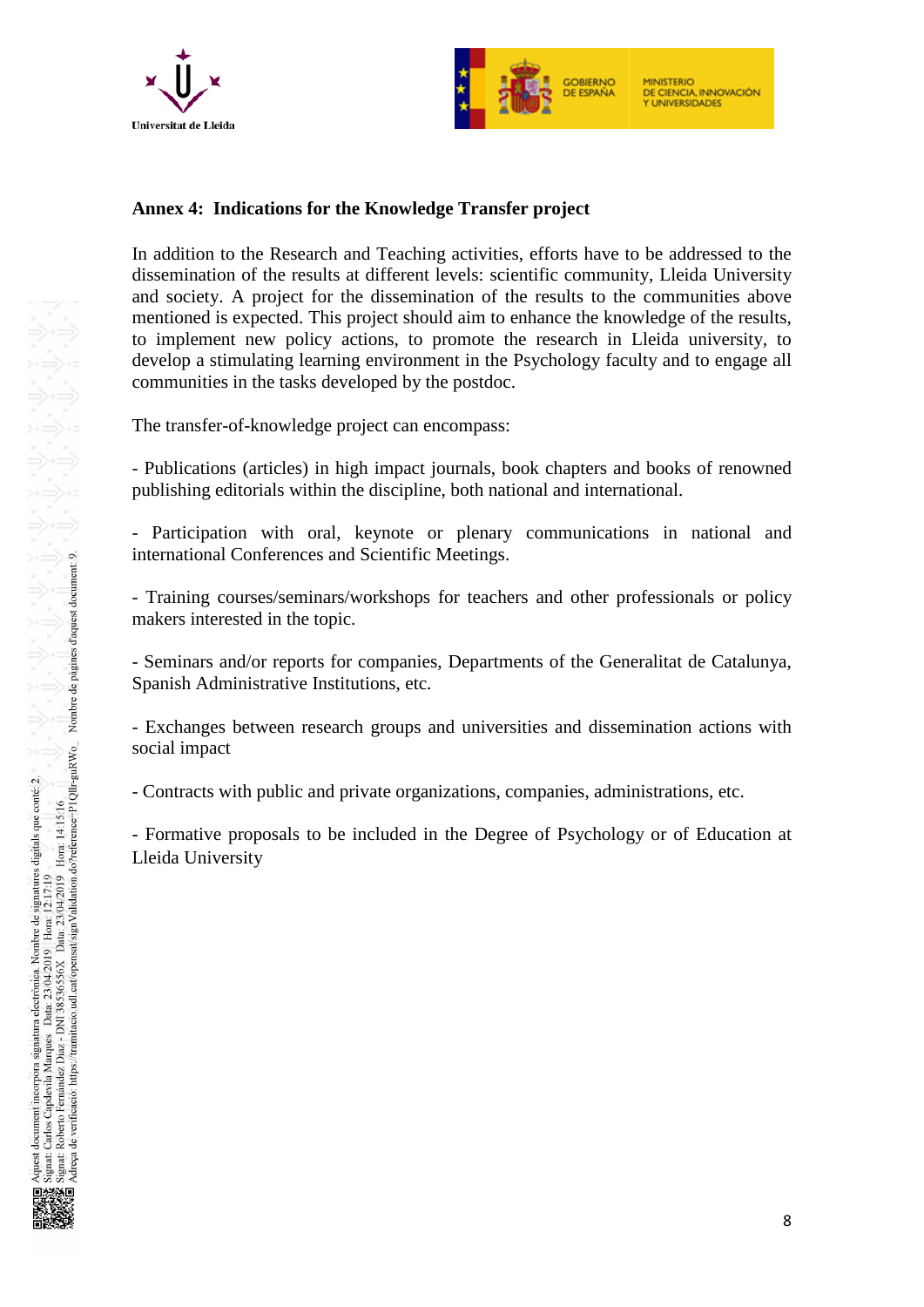## Annex 4: Indications for the Knowledge Transfer project

In addition to the Research and Teaching activities, efforts have to be addressed to the dissemination of the results at different levels: scientific community, Lleida University and society. A project for the dissemination of the results to the communities above mentioned is expected. This project should aim to enhance the knowledge of the results, to implement new policy actions, to promote the research in Lleida university, to develop a stimulating learning environment in the Psychology faculty and to engage all communities in the tasks developed by the postdoc.

The transfer-of-knowledge project can encompass:

- Publications (articles) in high impact journals, book chapters and books of renowned publishing editorials within the discipline, both national and international.

- Participation with oral, keynote or plenary communications in national and international Conferences and Scientific Meetings.

- Training courses/seminars/workshops for teachers and other professionals or policy makers interested in the topic.

- Seminars and/or reports for companies, Departments of the Generalitat de Catalunya, Spanish Administrative Institutions, etc.

- Exchanges between research groups and universities and dissemination actions with social impact

- Contracts with public and private organizations, companies, administrations, etc.

- Formative proposals to be included in the Degree of Psychology or of Education at Lleida University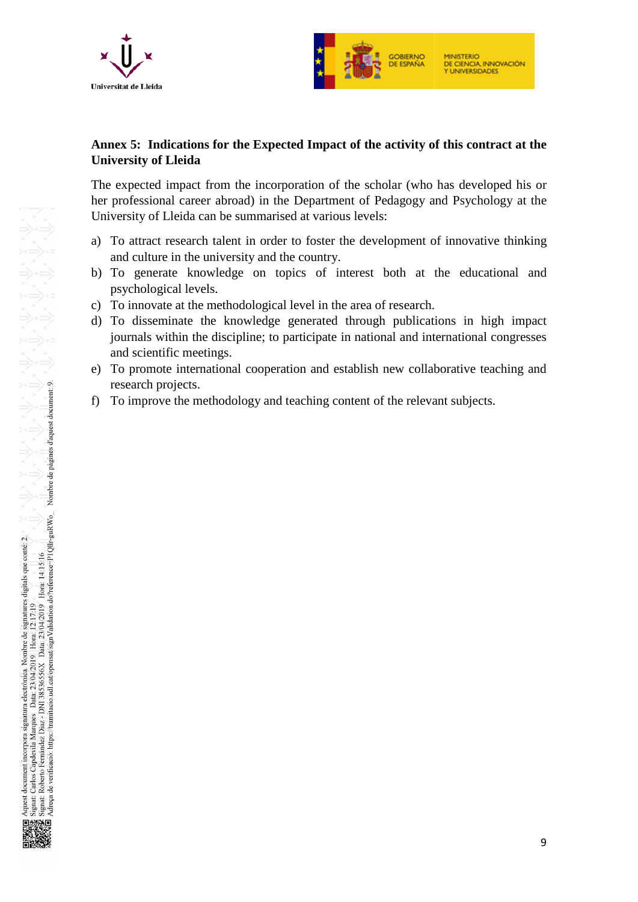**Annex 5: Indications for the Expected Impact of the activity of this contract at the University of Lleida**

The expected impact from the incorporation of the scholar (who has developed his or her professional career abroad) in the Department of Pedagogy and Psychology at the University of Lleida can be summarised at various levels:

a) To attract research talent in order to foster the development of innovative thinking and culture in the university and the country.
b) To generate knowledge on topics of interest both at the educational and psychological levels.
c) To innovate at the methodological level in the area of research.
d) To disseminate the knowledge generated through publications in high impact journals within the discipline; to participate in national and international congresses and scientific meetings.
e) To promote international cooperation and establish new collaborative teaching and research projects.
f) To improve the methodology and teaching content of the relevant subjects.